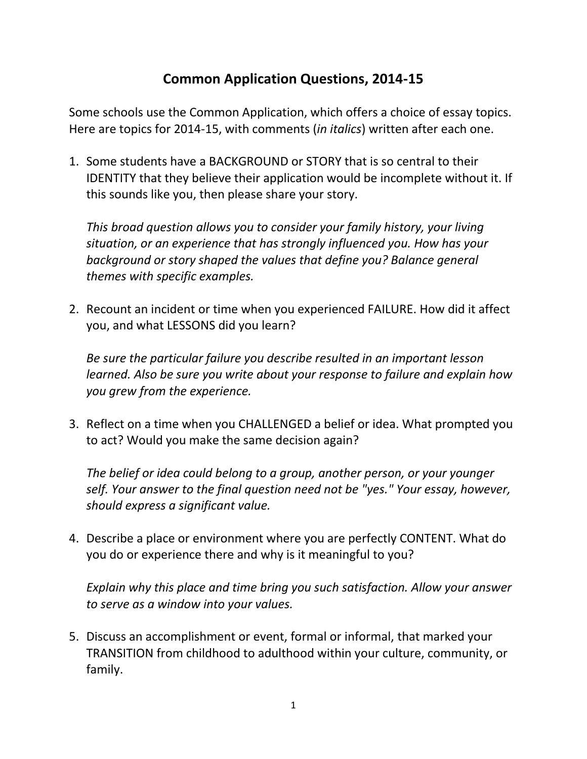# Common Application Questions, 2014-15

Some schools use the Common Application, which offers a choice of essay topics. Here are topics for 2014-15, with comments (*in italics*) written after each one.

1. Some students have a BACKGROUND or STORY that is so central to their IDENTITY that they believe their application would be incomplete without it. If this sounds like you, then please share your story.

   *This broad question allows you to consider your family history, your living situation, or an experience that has strongly influenced you. How has your background or story shaped the values that define you? Balance general themes with specific examples.*

2. Recount an incident or time when you experienced FAILURE. How did it affect you, and what LESSONS did you learn?

   *Be sure the particular failure you describe resulted in an important lesson learned. Also be sure you write about your response to failure and explain how you grew from the experience.*

3. Reflect on a time when you CHALLENGED a belief or idea. What prompted you to act? Would you make the same decision again?

   *The belief or idea could belong to a group, another person, or your younger self. Your answer to the final question need not be "yes." Your essay, however, should express a significant value.*

4. Describe a place or environment where you are perfectly CONTENT. What do you do or experience there and why is it meaningful to you?

   *Explain why this place and time bring you such satisfaction. Allow your answer to serve as a window into your values.*

5. Discuss an accomplishment or event, formal or informal, that marked your TRANSITION from childhood to adulthood within your culture, community, or family.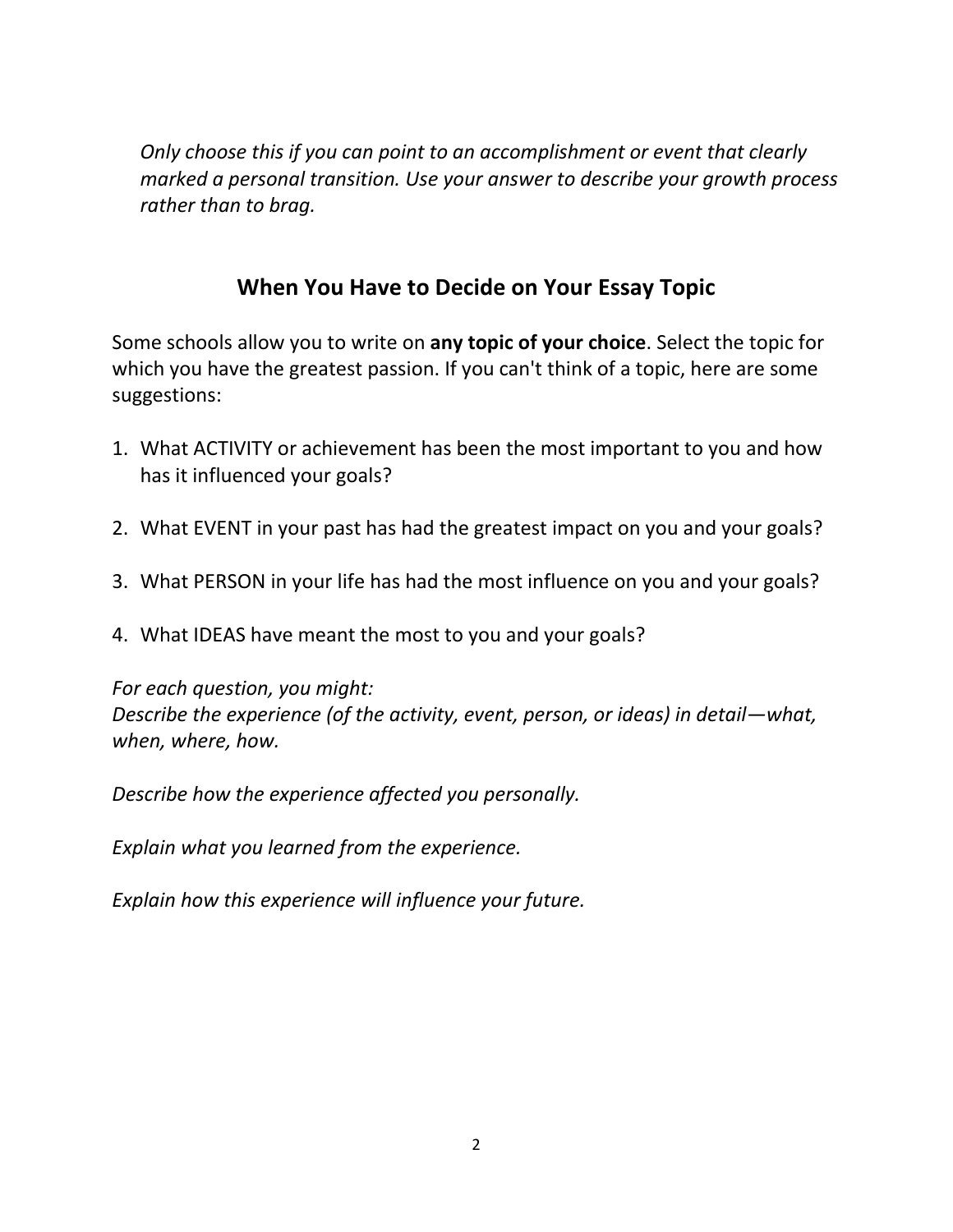*Only choose this if you can point to an accomplishment or event that clearly marked a personal transition. Use your answer to describe your growth process rather than to brag.*

## When You Have to Decide on Your Essay Topic

Some schools allow you to write on **any topic of your choice**. Select the topic for which you have the greatest passion. If you can't think of a topic, here are some suggestions:

1. What ACTIVITY or achievement has been the most important to you and how has it influenced your goals?
2. What EVENT in your past has had the greatest impact on you and your goals?
3. What PERSON in your life has had the most influence on you and your goals?
4. What IDEAS have meant the most to you and your goals?

*For each question, you might:*
*Describe the experience (of the activity, event, person, or ideas) in detail—what, when, where, how.*

*Describe how the experience affected you personally.*

*Explain what you learned from the experience.*

*Explain how this experience will influence your future.*